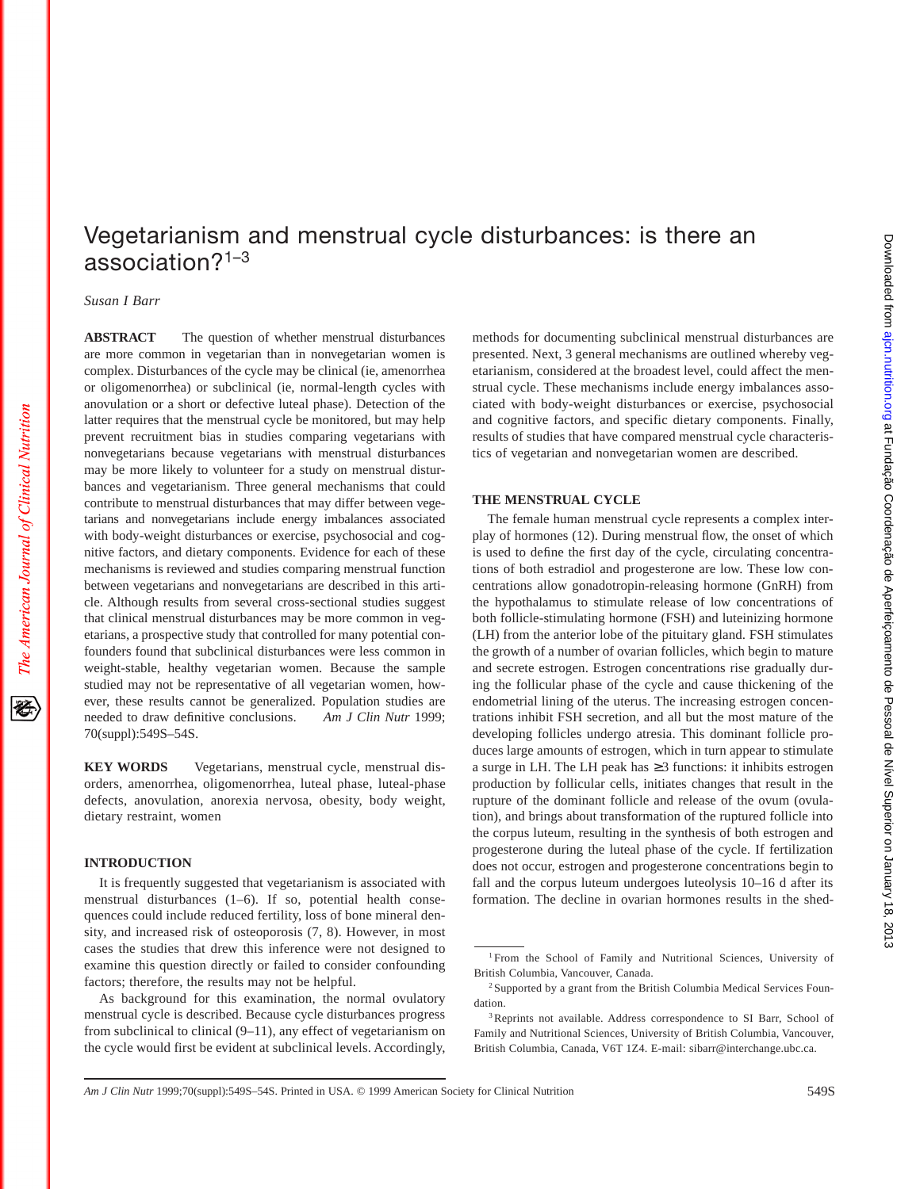# Vegetarianism and menstrual cycle disturbances: is there an association?[1–3]

*Susan I Barr*

**ABSTRACT** The question of whether menstrual disturbances are more common in vegetarian than in nonvegetarian women is complex. Disturbances of the cycle may be clinical (ie, amenorrhea or oligomenorrhea) or subclinical (ie, normal-length cycles with anovulation or a short or defective luteal phase). Detection of the latter requires that the menstrual cycle be monitored, but may help prevent recruitment bias in studies comparing vegetarians with nonvegetarians because vegetarians with menstrual disturbances may be more likely to volunteer for a study on menstrual disturbances and vegetarianism. Three general mechanisms that could contribute to menstrual disturbances that may differ between vegetarians and nonvegetarians include energy imbalances associated with body-weight disturbances or exercise, psychosocial and cognitive factors, and dietary components. Evidence for each of these mechanisms is reviewed and studies comparing menstrual function between vegetarians and nonvegetarians are described in this article. Although results from several cross-sectional studies suggest that clinical menstrual disturbances may be more common in vegetarians, a prospective study that controlled for many potential confounders found that subclinical disturbances were less common in weight-stable, healthy vegetarian women. Because the sample studied may not be representative of all vegetarian women, however, these results cannot be generalized. Population studies are needed to draw definitive conclusions. *Am J Clin Nutr* 1999; 70(suppl):549S–54S.

**KEY WORDS** Vegetarians, menstrual cycle, menstrual disorders, amenorrhea, oligomenorrhea, luteal phase, luteal-phase defects, anovulation, anorexia nervosa, obesity, body weight, dietary restraint, women

## INTRODUCTION

It is frequently suggested that vegetarianism is associated with menstrual disturbances (1–6). If so, potential health consequences could include reduced fertility, loss of bone mineral density, and increased risk of osteoporosis (7, 8). However, in most cases the studies that drew this inference were not designed to examine this question directly or failed to consider confounding factors; therefore, the results may not be helpful.

As background for this examination, the normal ovulatory menstrual cycle is described. Because cycle disturbances progress from subclinical to clinical (9–11), any effect of vegetarianism on the cycle would first be evident at subclinical levels. Accordingly, methods for documenting subclinical menstrual disturbances are presented. Next, 3 general mechanisms are outlined whereby vegetarianism, considered at the broadest level, could affect the menstrual cycle. These mechanisms include energy imbalances associated with body-weight disturbances or exercise, psychosocial and cognitive factors, and specific dietary components. Finally, results of studies that have compared menstrual cycle characteristics of vegetarian and nonvegetarian women are described.

## THE MENSTRUAL CYCLE

The female human menstrual cycle represents a complex interplay of hormones (12). During menstrual flow, the onset of which is used to define the first day of the cycle, circulating concentrations of both estradiol and progesterone are low. These low concentrations allow gonadotropin-releasing hormone (GnRH) from the hypothalamus to stimulate release of low concentrations of both follicle-stimulating hormone (FSH) and luteinizing hormone (LH) from the anterior lobe of the pituitary gland. FSH stimulates the growth of a number of ovarian follicles, which begin to mature and secrete estrogen. Estrogen concentrations rise gradually during the follicular phase of the cycle and cause thickening of the endometrial lining of the uterus. The increasing estrogen concentrations inhibit FSH secretion, and all but the most mature of the developing follicles undergo atresia. This dominant follicle produces large amounts of estrogen, which in turn appear to stimulate a surge in LH. The LH peak has ≥3 functions: it inhibits estrogen production by follicular cells, initiates changes that result in the rupture of the dominant follicle and release of the ovum (ovulation), and brings about transformation of the ruptured follicle into the corpus luteum, resulting in the synthesis of both estrogen and progesterone during the luteal phase of the cycle. If fertilization does not occur, estrogen and progesterone concentrations begin to fall and the corpus luteum undergoes luteolysis 10–16 d after its formation. The decline in ovarian hormones results in the shed-

[1] From the School of Family and Nutritional Sciences, University of British Columbia, Vancouver, Canada.

[2] Supported by a grant from the British Columbia Medical Services Foundation.

[3] Reprints not available. Address correspondence to SI Barr, School of Family and Nutritional Sciences, University of British Columbia, Vancouver, British Columbia, Canada, V6T 1Z4. E-mail: sibarr@interchange.ubc.ca.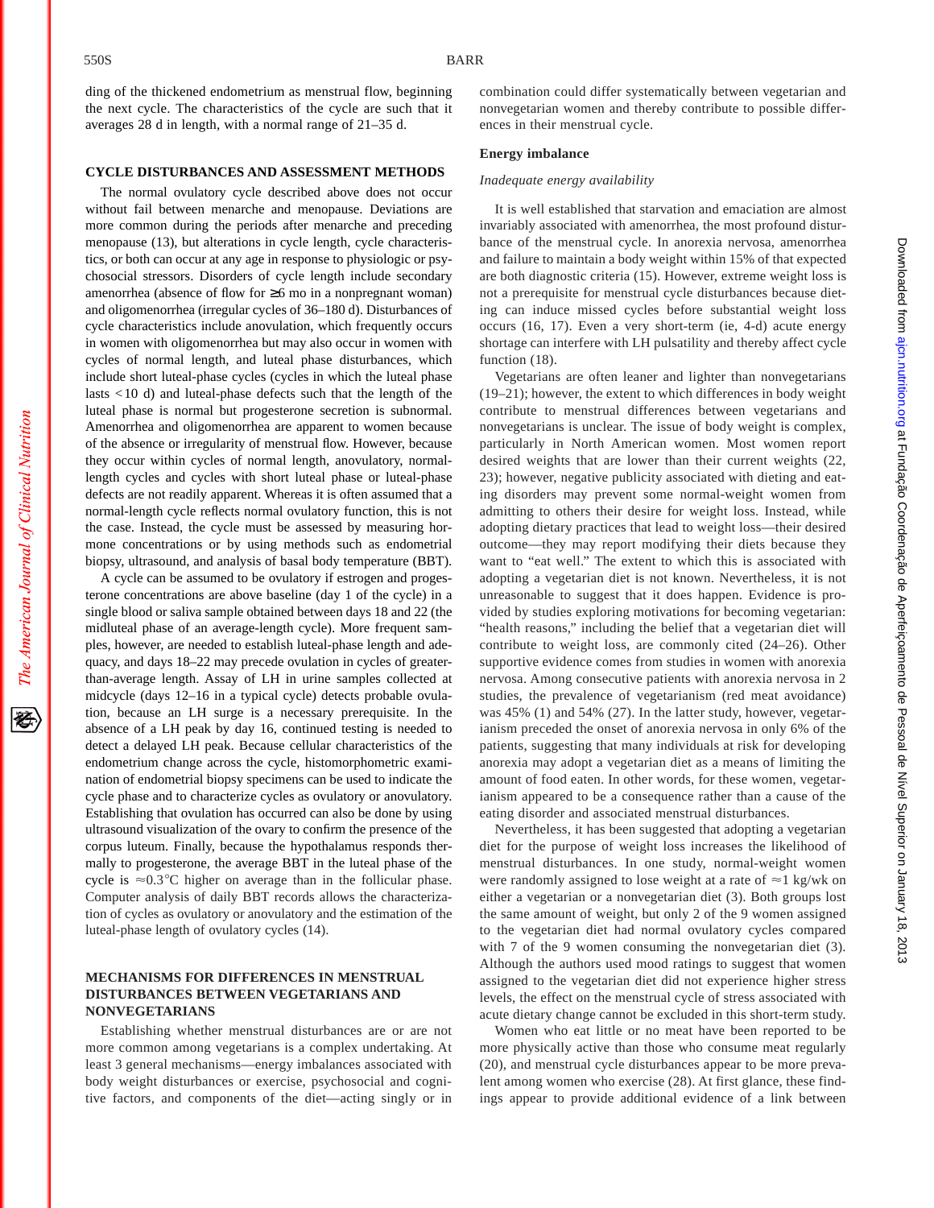ding of the thickened endometrium as menstrual flow, beginning the next cycle. The characteristics of the cycle are such that it averages 28 d in length, with a normal range of 21–35 d.

## CYCLE DISTURBANCES AND ASSESSMENT METHODS

The normal ovulatory cycle described above does not occur without fail between menarche and menopause. Deviations are more common during the periods after menarche and preceding menopause (13), but alterations in cycle length, cycle characteristics, or both can occur at any age in response to physiologic or psychosocial stressors. Disorders of cycle length include secondary amenorrhea (absence of flow for ≥6 mo in a nonpregnant woman) and oligomenorrhea (irregular cycles of 36–180 d). Disturbances of cycle characteristics include anovulation, which frequently occurs in women with oligomenorrhea but may also occur in women with cycles of normal length, and luteal phase disturbances, which include short luteal-phase cycles (cycles in which the luteal phase lasts <10 d) and luteal-phase defects such that the length of the luteal phase is normal but progesterone secretion is subnormal. Amenorrhea and oligomenorrhea are apparent to women because of the absence or irregularity of menstrual flow. However, because they occur within cycles of normal length, anovulatory, normal-length cycles and cycles with short luteal phase or luteal-phase defects are not readily apparent. Whereas it is often assumed that a normal-length cycle reflects normal ovulatory function, this is not the case. Instead, the cycle must be assessed by measuring hormone concentrations or by using methods such as endometrial biopsy, ultrasound, and analysis of basal body temperature (BBT).

A cycle can be assumed to be ovulatory if estrogen and progesterone concentrations are above baseline (day 1 of the cycle) in a single blood or saliva sample obtained between days 18 and 22 (the midluteal phase of an average-length cycle). More frequent samples, however, are needed to establish luteal-phase length and adequacy, and days 18–22 may precede ovulation in cycles of greater-than-average length. Assay of LH in urine samples collected at midcycle (days 12–16 in a typical cycle) detects probable ovulation, because an LH surge is a necessary prerequisite. In the absence of a LH peak by day 16, continued testing is needed to detect a delayed LH peak. Because cellular characteristics of the endometrium change across the cycle, histomorphometric examination of endometrial biopsy specimens can be used to indicate the cycle phase and to characterize cycles as ovulatory or anovulatory. Establishing that ovulation has occurred can also be done by using ultrasound visualization of the ovary to confirm the presence of the corpus luteum. Finally, because the hypothalamus responds thermally to progesterone, the average BBT in the luteal phase of the cycle is ≈0.3°C higher on average than in the follicular phase. Computer analysis of daily BBT records allows the characterization of cycles as ovulatory or anovulatory and the estimation of the luteal-phase length of ovulatory cycles (14).

## MECHANISMS FOR DIFFERENCES IN MENSTRUAL DISTURBANCES BETWEEN VEGETARIANS AND NONVEGETARIANS

Establishing whether menstrual disturbances are or are not more common among vegetarians is a complex undertaking. At least 3 general mechanisms—energy imbalances associated with body weight disturbances or exercise, psychosocial and cognitive factors, and components of the diet—acting singly or in combination could differ systematically between vegetarian and nonvegetarian women and thereby contribute to possible differences in their menstrual cycle.

### Energy imbalance

#### *Inadequate energy availability*

It is well established that starvation and emaciation are almost invariably associated with amenorrhea, the most profound disturbance of the menstrual cycle. In anorexia nervosa, amenorrhea and failure to maintain a body weight within 15% of that expected are both diagnostic criteria (15). However, extreme weight loss is not a prerequisite for menstrual cycle disturbances because dieting can induce missed cycles before substantial weight loss occurs (16, 17). Even a very short-term (ie, 4-d) acute energy shortage can interfere with LH pulsatility and thereby affect cycle function (18).

Vegetarians are often leaner and lighter than nonvegetarians (19–21); however, the extent to which differences in body weight contribute to menstrual differences between vegetarians and nonvegetarians is unclear. The issue of body weight is complex, particularly in North American women. Most women report desired weights that are lower than their current weights (22, 23); however, negative publicity associated with dieting and eating disorders may prevent some normal-weight women from admitting to others their desire for weight loss. Instead, while adopting dietary practices that lead to weight loss—their desired outcome—they may report modifying their diets because they want to "eat well." The extent to which this is associated with adopting a vegetarian diet is not known. Nevertheless, it is not unreasonable to suggest that it does happen. Evidence is provided by studies exploring motivations for becoming vegetarian: "health reasons," including the belief that a vegetarian diet will contribute to weight loss, are commonly cited (24–26). Other supportive evidence comes from studies in women with anorexia nervosa. Among consecutive patients with anorexia nervosa in 2 studies, the prevalence of vegetarianism (red meat avoidance) was 45% (1) and 54% (27). In the latter study, however, vegetarianism preceded the onset of anorexia nervosa in only 6% of the patients, suggesting that many individuals at risk for developing anorexia may adopt a vegetarian diet as a means of limiting the amount of food eaten. In other words, for these women, vegetarianism appeared to be a consequence rather than a cause of the eating disorder and associated menstrual disturbances.

Nevertheless, it has been suggested that adopting a vegetarian diet for the purpose of weight loss increases the likelihood of menstrual disturbances. In one study, normal-weight women were randomly assigned to lose weight at a rate of ≈1 kg/wk on either a vegetarian or a nonvegetarian diet (3). Both groups lost the same amount of weight, but only 2 of the 9 women assigned to the vegetarian diet had normal ovulatory cycles compared with 7 of the 9 women consuming the nonvegetarian diet (3). Although the authors used mood ratings to suggest that women assigned to the vegetarian diet did not experience higher stress levels, the effect on the menstrual cycle of stress associated with acute dietary change cannot be excluded in this short-term study.

Women who eat little or no meat have been reported to be more physically active than those who consume meat regularly (20), and menstrual cycle disturbances appear to be more prevalent among women who exercise (28). At first glance, these findings appear to provide additional evidence of a link between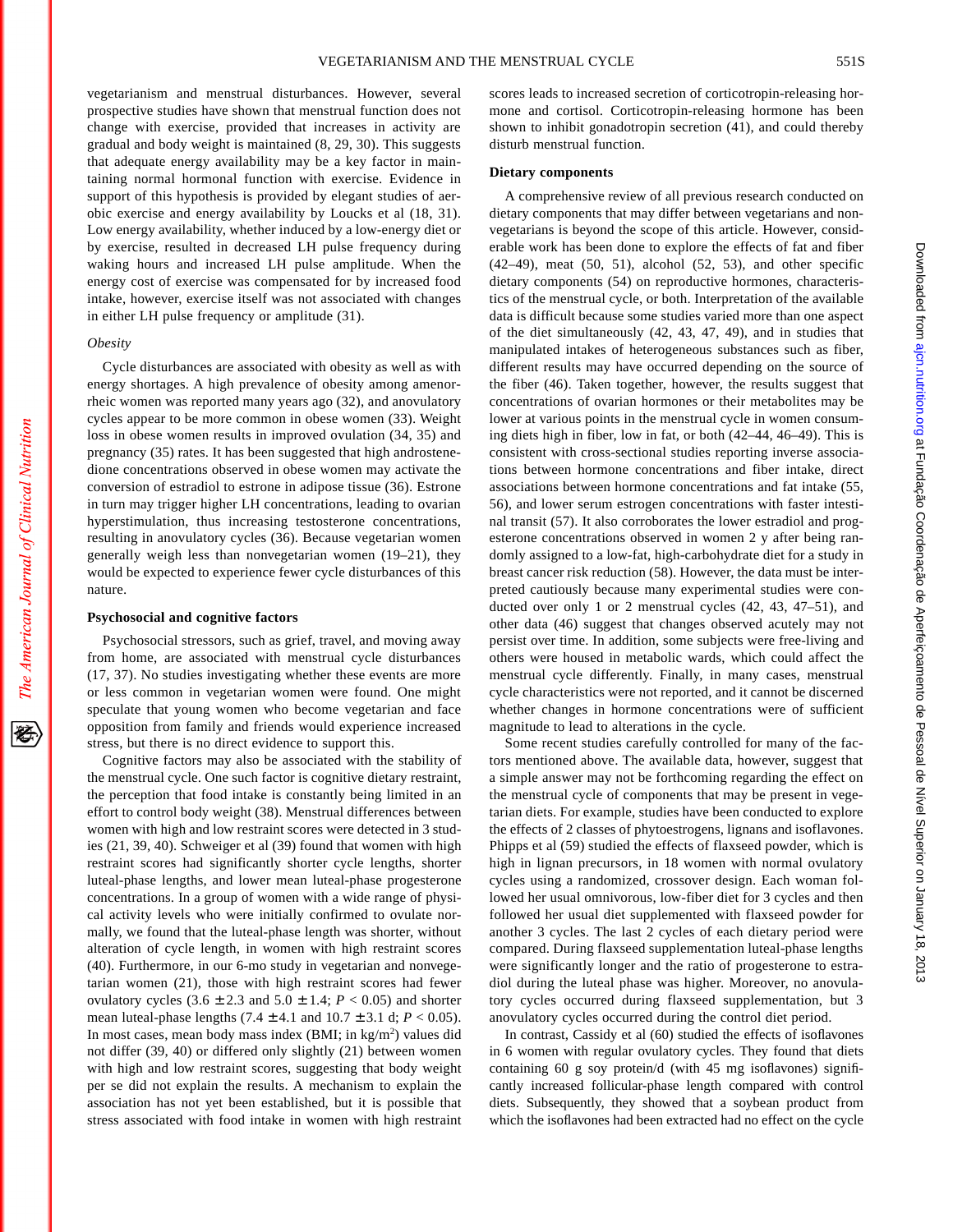vegetarianism and menstrual disturbances. However, several prospective studies have shown that menstrual function does not change with exercise, provided that increases in activity are gradual and body weight is maintained (8, 29, 30). This suggests that adequate energy availability may be a key factor in maintaining normal hormonal function with exercise. Evidence in support of this hypothesis is provided by elegant studies of aerobic exercise and energy availability by Loucks et al (18, 31). Low energy availability, whether induced by a low-energy diet or by exercise, resulted in decreased LH pulse frequency during waking hours and increased LH pulse amplitude. When the energy cost of exercise was compensated for by increased food intake, however, exercise itself was not associated with changes in either LH pulse frequency or amplitude (31).

### *Obesity*

Cycle disturbances are associated with obesity as well as with energy shortages. A high prevalence of obesity among amenorrheic women was reported many years ago (32), and anovulatory cycles appear to be more common in obese women (33). Weight loss in obese women results in improved ovulation (34, 35) and pregnancy (35) rates. It has been suggested that high androstenedione concentrations observed in obese women may activate the conversion of estradiol to estrone in adipose tissue (36). Estrone in turn may trigger higher LH concentrations, leading to ovarian hyperstimulation, thus increasing testosterone concentrations, resulting in anovulatory cycles (36). Because vegetarian women generally weigh less than nonvegetarian women (19–21), they would be expected to experience fewer cycle disturbances of this nature.

## Psychosocial and cognitive factors

Psychosocial stressors, such as grief, travel, and moving away from home, are associated with menstrual cycle disturbances (17, 37). No studies investigating whether these events are more or less common in vegetarian women were found. One might speculate that young women who become vegetarian and face opposition from family and friends would experience increased stress, but there is no direct evidence to support this.

Cognitive factors may also be associated with the stability of the menstrual cycle. One such factor is cognitive dietary restraint, the perception that food intake is constantly being limited in an effort to control body weight (38). Menstrual differences between women with high and low restraint scores were detected in 3 studies (21, 39, 40). Schweiger et al (39) found that women with high restraint scores had significantly shorter cycle lengths, shorter luteal-phase lengths, and lower mean luteal-phase progesterone concentrations. In a group of women with a wide range of physical activity levels who were initially confirmed to ovulate normally, we found that the luteal-phase length was shorter, without alteration of cycle length, in women with high restraint scores (40). Furthermore, in our 6-mo study in vegetarian and nonvegetarian women (21), those with high restraint scores had fewer ovulatory cycles (3.6 ± 2.3 and 5.0 ± 1.4; $P < 0.05$) and shorter mean luteal-phase lengths (7.4 ± 4.1 and 10.7 ± 3.1 d; $P < 0.05$). In most cases, mean body mass index (BMI; in kg/m$^2$) values did not differ (39, 40) or differed only slightly (21) between women with high and low restraint scores, suggesting that body weight per se did not explain the results. A mechanism to explain the association has not yet been established, but it is possible that stress associated with food intake in women with high restraint scores leads to increased secretion of corticotropin-releasing hormone and cortisol. Corticotropin-releasing hormone has been shown to inhibit gonadotropin secretion (41), and could thereby disturb menstrual function.

## Dietary components

A comprehensive review of all previous research conducted on dietary components that may differ between vegetarians and nonvegetarians is beyond the scope of this article. However, considerable work has been done to explore the effects of fat and fiber (42–49), meat (50, 51), alcohol (52, 53), and other specific dietary components (54) on reproductive hormones, characteristics of the menstrual cycle, or both. Interpretation of the available data is difficult because some studies varied more than one aspect of the diet simultaneously (42, 43, 47, 49), and in studies that manipulated intakes of heterogeneous substances such as fiber, different results may have occurred depending on the source of the fiber (46). Taken together, however, the results suggest that concentrations of ovarian hormones or their metabolites may be lower at various points in the menstrual cycle in women consuming diets high in fiber, low in fat, or both (42–44, 46–49). This is consistent with cross-sectional studies reporting inverse associations between hormone concentrations and fiber intake, direct associations between hormone concentrations and fat intake (55, 56), and lower serum estrogen concentrations with faster intestinal transit (57). It also corroborates the lower estradiol and progesterone concentrations observed in women 2 y after being randomly assigned to a low-fat, high-carbohydrate diet for a study in breast cancer risk reduction (58). However, the data must be interpreted cautiously because many experimental studies were conducted over only 1 or 2 menstrual cycles (42, 43, 47–51), and other data (46) suggest that changes observed acutely may not persist over time. In addition, some subjects were free-living and others were housed in metabolic wards, which could affect the menstrual cycle differently. Finally, in many cases, menstrual cycle characteristics were not reported, and it cannot be discerned whether changes in hormone concentrations were of sufficient magnitude to lead to alterations in the cycle.

Some recent studies carefully controlled for many of the factors mentioned above. The available data, however, suggest that a simple answer may not be forthcoming regarding the effect on the menstrual cycle of components that may be present in vegetarian diets. For example, studies have been conducted to explore the effects of 2 classes of phytoestrogens, lignans and isoflavones. Phipps et al (59) studied the effects of flaxseed powder, which is high in lignan precursors, in 18 women with normal ovulatory cycles using a randomized, crossover design. Each woman followed her usual omnivorous, low-fiber diet for 3 cycles and then followed her usual diet supplemented with flaxseed powder for another 3 cycles. The last 2 cycles of each dietary period were compared. During flaxseed supplementation luteal-phase lengths were significantly longer and the ratio of progesterone to estradiol during the luteal phase was higher. Moreover, no anovulatory cycles occurred during flaxseed supplementation, but 3 anovulatory cycles occurred during the control diet period.

In contrast, Cassidy et al (60) studied the effects of isoflavones in 6 women with regular ovulatory cycles. They found that diets containing 60 g soy protein/d (with 45 mg isoflavones) significantly increased follicular-phase length compared with control diets. Subsequently, they showed that a soybean product from which the isoflavones had been extracted had no effect on the cycle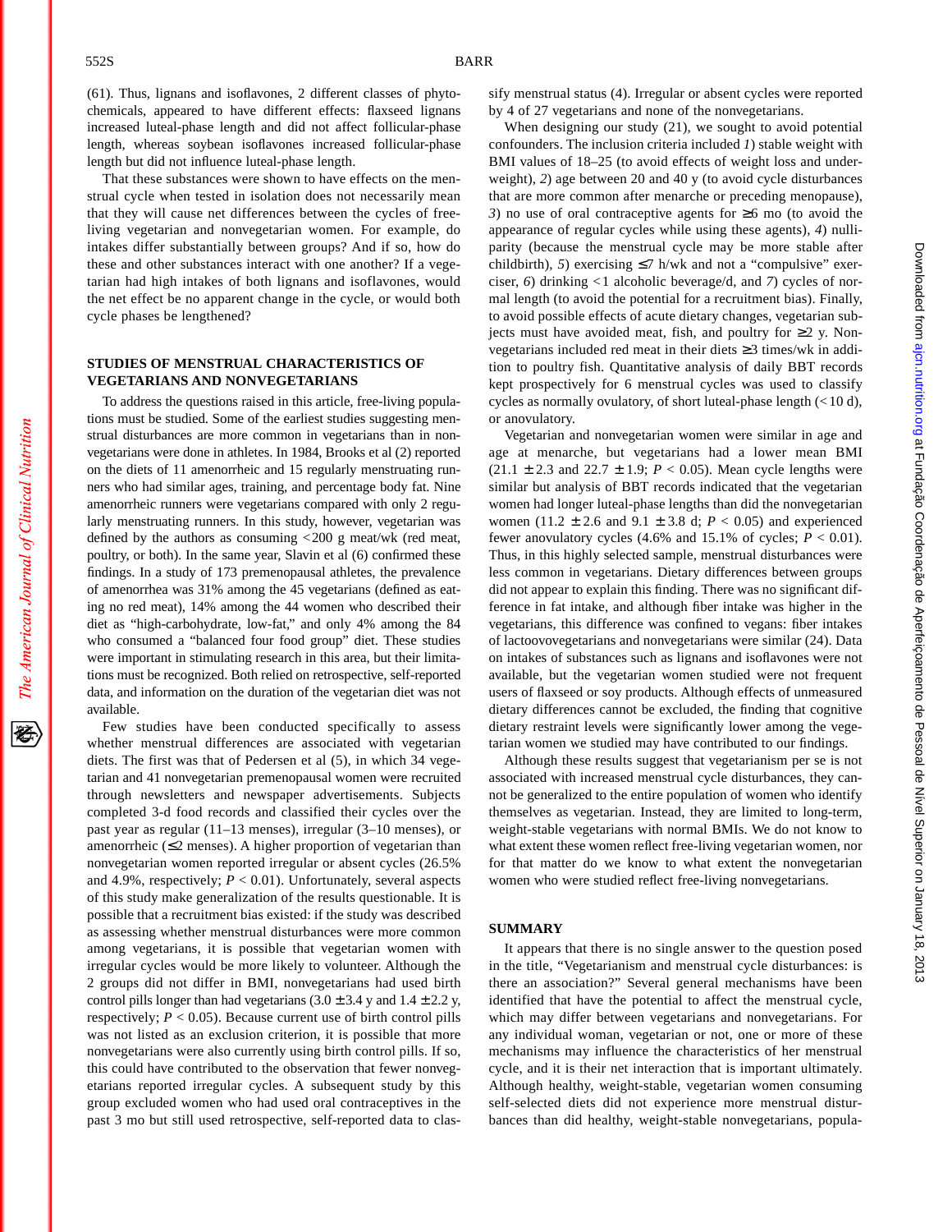(61). Thus, lignans and isoflavones, 2 different classes of phytochemicals, appeared to have different effects: flaxseed lignans increased luteal-phase length and did not affect follicular-phase length, whereas soybean isoflavones increased follicular-phase length but did not influence luteal-phase length.

That these substances were shown to have effects on the menstrual cycle when tested in isolation does not necessarily mean that they will cause net differences between the cycles of free-living vegetarian and nonvegetarian women. For example, do intakes differ substantially between groups? And if so, how do these and other substances interact with one another? If a vegetarian had high intakes of both lignans and isoflavones, would the net effect be no apparent change in the cycle, or would both cycle phases be lengthened?

## STUDIES OF MENSTRUAL CHARACTERISTICS OF VEGETARIANS AND NONVEGETARIANS

To address the questions raised in this article, free-living populations must be studied. Some of the earliest studies suggesting menstrual disturbances are more common in vegetarians than in nonvegetarians were done in athletes. In 1984, Brooks et al (2) reported on the diets of 11 amenorrheic and 15 regularly menstruating runners who had similar ages, training, and percentage body fat. Nine amenorrheic runners were vegetarians compared with only 2 regularly menstruating runners. In this study, however, vegetarian was defined by the authors as consuming <200 g meat/wk (red meat, poultry, or both). In the same year, Slavin et al (6) confirmed these findings. In a study of 173 premenopausal athletes, the prevalence of amenorrhea was 31% among the 45 vegetarians (defined as eating no red meat), 14% among the 44 women who described their diet as "high-carbohydrate, low-fat," and only 4% among the 84 who consumed a "balanced four food group" diet. These studies were important in stimulating research in this area, but their limitations must be recognized. Both relied on retrospective, self-reported data, and information on the duration of the vegetarian diet was not available.

Few studies have been conducted specifically to assess whether menstrual differences are associated with vegetarian diets. The first was that of Pedersen et al (5), in which 34 vegetarian and 41 nonvegetarian premenopausal women were recruited through newsletters and newspaper advertisements. Subjects completed 3-d food records and classified their cycles over the past year as regular (11–13 menses), irregular (3–10 menses), or amenorrheic (≤2 menses). A higher proportion of vegetarian than nonvegetarian women reported irregular or absent cycles (26.5% and 4.9%, respectively; $P < 0.01$). Unfortunately, several aspects of this study make generalization of the results questionable. It is possible that a recruitment bias existed: if the study was described as assessing whether menstrual disturbances were more common among vegetarians, it is possible that vegetarian women with irregular cycles would be more likely to volunteer. Although the 2 groups did not differ in BMI, nonvegetarians had used birth control pills longer than had vegetarians (3.0 ± 3.4 y and 1.4 ± 2.2 y, respectively; $P < 0.05$). Because current use of birth control pills was not listed as an exclusion criterion, it is possible that more nonvegetarians were also currently using birth control pills. If so, this could have contributed to the observation that fewer nonvegetarians reported irregular cycles. A subsequent study by this group excluded women who had used oral contraceptives in the past 3 mo but still used retrospective, self-reported data to classify menstrual status (4). Irregular or absent cycles were reported by 4 of 27 vegetarians and none of the nonvegetarians.

When designing our study (21), we sought to avoid potential confounders. The inclusion criteria included *1*) stable weight with BMI values of 18–25 (to avoid effects of weight loss and underweight), *2*) age between 20 and 40 y (to avoid cycle disturbances that are more common after menarche or preceding menopause), *3*) no use of oral contraceptive agents for ≥6 mo (to avoid the appearance of regular cycles while using these agents), *4*) nulliparity (because the menstrual cycle may be more stable after childbirth), *5*) exercising ≤7 h/wk and not a "compulsive" exerciser, *6*) drinking <1 alcoholic beverage/d, and *7*) cycles of normal length (to avoid the potential for a recruitment bias). Finally, to avoid possible effects of acute dietary changes, vegetarian subjects must have avoided meat, fish, and poultry for ≥2 y. Nonvegetarians included red meat in their diets ≥3 times/wk in addition to poultry fish. Quantitative analysis of daily BBT records kept prospectively for 6 menstrual cycles was used to classify cycles as normally ovulatory, of short luteal-phase length (<10 d), or anovulatory.

Vegetarian and nonvegetarian women were similar in age and age at menarche, but vegetarians had a lower mean BMI (21.1 ± 2.3 and 22.7 ± 1.9; $P < 0.05$). Mean cycle lengths were similar but analysis of BBT records indicated that the vegetarian women had longer luteal-phase lengths than did the nonvegetarian women (11.2 ± 2.6 and 9.1 ± 3.8 d; $P < 0.05$) and experienced fewer anovulatory cycles (4.6% and 15.1% of cycles; $P < 0.01$). Thus, in this highly selected sample, menstrual disturbances were less common in vegetarians. Dietary differences between groups did not appear to explain this finding. There was no significant difference in fat intake, and although fiber intake was higher in the vegetarians, this difference was confined to vegans: fiber intakes of lactoovovegetarians and nonvegetarians were similar (24). Data on intakes of substances such as lignans and isoflavones were not available, but the vegetarian women studied were not frequent users of flaxseed or soy products. Although effects of unmeasured dietary differences cannot be excluded, the finding that cognitive dietary restraint levels were significantly lower among the vegetarian women we studied may have contributed to our findings.

Although these results suggest that vegetarianism per se is not associated with increased menstrual cycle disturbances, they cannot be generalized to the entire population of women who identify themselves as vegetarian. Instead, they are limited to long-term, weight-stable vegetarians with normal BMIs. We do not know to what extent these women reflect free-living vegetarian women, nor for that matter do we know to what extent the nonvegetarian women who were studied reflect free-living nonvegetarians.

## SUMMARY

It appears that there is no single answer to the question posed in the title, "Vegetarianism and menstrual cycle disturbances: is there an association?" Several general mechanisms have been identified that have the potential to affect the menstrual cycle, which may differ between vegetarians and nonvegetarians. For any individual woman, vegetarian or not, one or more of these mechanisms may influence the characteristics of her menstrual cycle, and it is their net interaction that is important ultimately. Although healthy, weight-stable, vegetarian women consuming self-selected diets did not experience more menstrual disturbances than did healthy, weight-stable nonvegetarians, popula-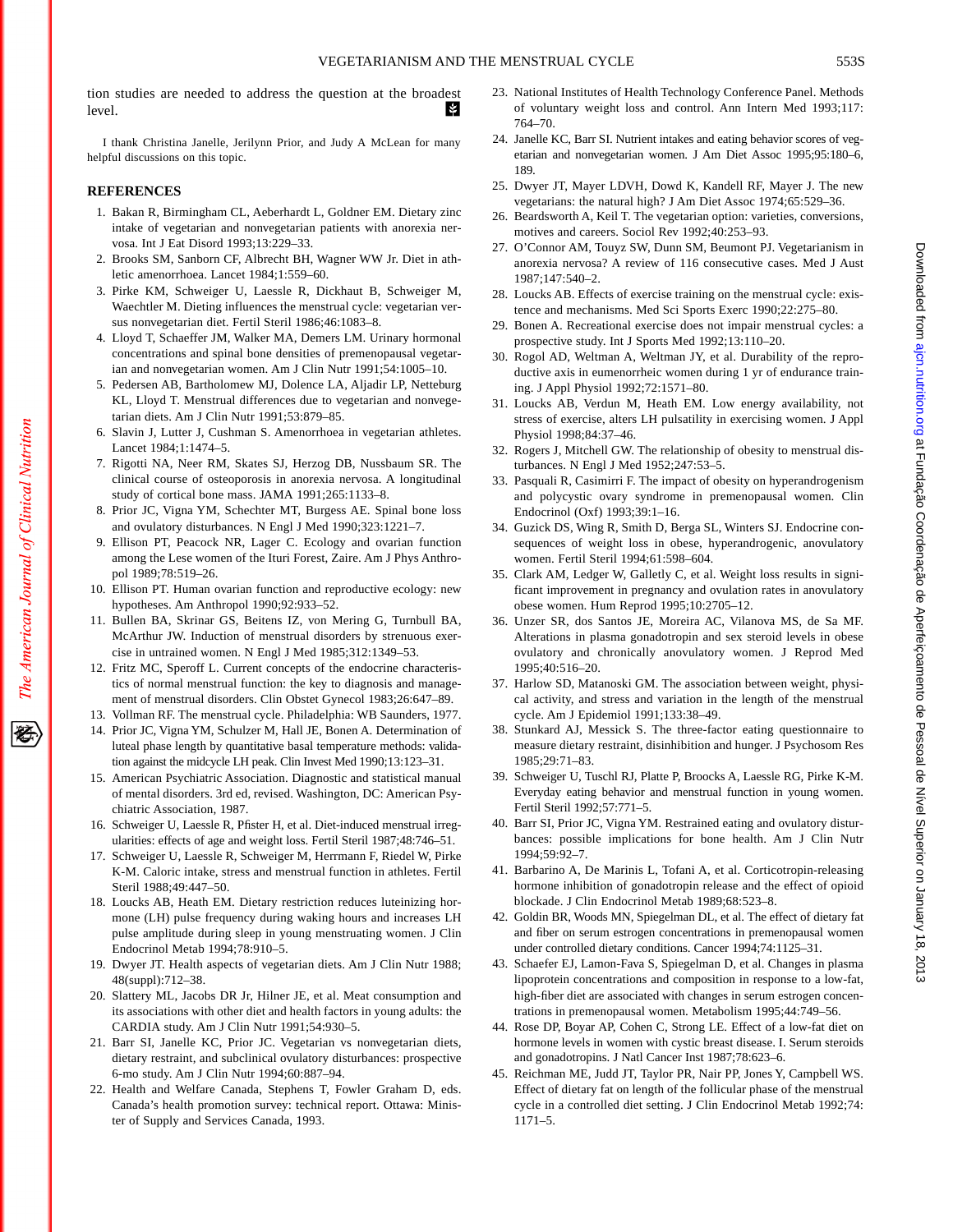tion studies are needed to address the question at the broadest level.

I thank Christina Janelle, Jerilynn Prior, and Judy A McLean for many helpful discussions on this topic.

## REFERENCES

1. Bakan R, Birmingham CL, Aeberhardt L, Goldner EM. Dietary zinc intake of vegetarian and nonvegetarian patients with anorexia nervosa. Int J Eat Disord 1993;13:229–33.
2. Brooks SM, Sanborn CF, Albrecht BH, Wagner WW Jr. Diet in athletic amenorrhoea. Lancet 1984;1:559–60.
3. Pirke KM, Schweiger U, Laessle R, Dickhaut B, Schweiger M, Waechtler M. Dieting influences the menstrual cycle: vegetarian versus nonvegetarian diet. Fertil Steril 1986;46:1083–8.
4. Lloyd T, Schaeffer JM, Walker MA, Demers LM. Urinary hormonal concentrations and spinal bone densities of premenopausal vegetarian and nonvegetarian women. Am J Clin Nutr 1991;54:1005–10.
5. Pedersen AB, Bartholomew MJ, Dolence LA, Aljadir LP, Netteburg KL, Lloyd T. Menstrual differences due to vegetarian and nonvegetarian diets. Am J Clin Nutr 1991;53:879–85.
6. Slavin J, Lutter J, Cushman S. Amenorrhoea in vegetarian athletes. Lancet 1984;1:1474–5.
7. Rigotti NA, Neer RM, Skates SJ, Herzog DB, Nussbaum SR. The clinical course of osteoporosis in anorexia nervosa. A longitudinal study of cortical bone mass. JAMA 1991;265:1133–8.
8. Prior JC, Vigna YM, Schechter MT, Burgess AE. Spinal bone loss and ovulatory disturbances. N Engl J Med 1990;323:1221–7.
9. Ellison PT, Peacock NR, Lager C. Ecology and ovarian function among the Lese women of the Ituri Forest, Zaire. Am J Phys Anthropol 1989;78:519–26.
10. Ellison PT. Human ovarian function and reproductive ecology: new hypotheses. Am Anthropol 1990;92:933–52.
11. Bullen BA, Skrinar GS, Beitens IZ, von Mering G, Turnbull BA, McArthur JW. Induction of menstrual disorders by strenuous exercise in untrained women. N Engl J Med 1985;312:1349–53.
12. Fritz MC, Speroff L. Current concepts of the endocrine characteristics of normal menstrual function: the key to diagnosis and management of menstrual disorders. Clin Obstet Gynecol 1983;26:647–89.
13. Vollman RF. The menstrual cycle. Philadelphia: WB Saunders, 1977.
14. Prior JC, Vigna YM, Schulzer M, Hall JE, Bonen A. Determination of luteal phase length by quantitative basal temperature methods: validation against the midcycle LH peak. Clin Invest Med 1990;13:123–31.
15. American Psychiatric Association. Diagnostic and statistical manual of mental disorders. 3rd ed, revised. Washington, DC: American Psychiatric Association, 1987.
16. Schweiger U, Laessle R, Pfister H, et al. Diet-induced menstrual irregularities: effects of age and weight loss. Fertil Steril 1987;48:746–51.
17. Schweiger U, Laessle R, Schweiger M, Herrmann F, Riedel W, Pirke K-M. Caloric intake, stress and menstrual function in athletes. Fertil Steril 1988;49:447–50.
18. Loucks AB, Heath EM. Dietary restriction reduces luteinizing hormone (LH) pulse frequency during waking hours and increases LH pulse amplitude during sleep in young menstruating women. J Clin Endocrinol Metab 1994;78:910–5.
19. Dwyer JT. Health aspects of vegetarian diets. Am J Clin Nutr 1988;48(suppl):712–38.
20. Slattery ML, Jacobs DR Jr, Hilner JE, et al. Meat consumption and its associations with other diet and health factors in young adults: the CARDIA study. Am J Clin Nutr 1991;54:930–5.
21. Barr SI, Janelle KC, Prior JC. Vegetarian vs nonvegetarian diets, dietary restraint, and subclinical ovulatory disturbances: prospective 6-mo study. Am J Clin Nutr 1994;60:887–94.
22. Health and Welfare Canada, Stephens T, Fowler Graham D, eds. Canada's health promotion survey: technical report. Ottawa: Minister of Supply and Services Canada, 1993.
23. National Institutes of Health Technology Conference Panel. Methods of voluntary weight loss and control. Ann Intern Med 1993;117:764–70.
24. Janelle KC, Barr SI. Nutrient intakes and eating behavior scores of vegetarian and nonvegetarian women. J Am Diet Assoc 1995;95:180–6, 189.
25. Dwyer JT, Mayer LDVH, Dowd K, Kandell RF, Mayer J. The new vegetarians: the natural high? J Am Diet Assoc 1974;65:529–36.
26. Beardsworth A, Keil T. The vegetarian option: varieties, conversions, motives and careers. Sociol Rev 1992;40:253–93.
27. O'Connor AM, Touyz SW, Dunn SM, Beumont PJ. Vegetarianism in anorexia nervosa? A review of 116 consecutive cases. Med J Aust 1987;147:540–2.
28. Loucks AB. Effects of exercise training on the menstrual cycle: existence and mechanisms. Med Sci Sports Exerc 1990;22:275–80.
29. Bonen A. Recreational exercise does not impair menstrual cycles: a prospective study. Int J Sports Med 1992;13:110–20.
30. Rogol AD, Weltman A, Weltman JY, et al. Durability of the reproductive axis in eumenorrheic women during 1 yr of endurance training. J Appl Physiol 1992;72:1571–80.
31. Loucks AB, Verdun M, Heath EM. Low energy availability, not stress of exercise, alters LH pulsatility in exercising women. J Appl Physiol 1998;84:37–46.
32. Rogers J, Mitchell GW. The relationship of obesity to menstrual disturbances. N Engl J Med 1952;247:53–5.
33. Pasquali R, Casimirri F. The impact of obesity on hyperandrogenism and polycystic ovary syndrome in premenopausal women. Clin Endocrinol (Oxf) 1993;39:1–16.
34. Guzick DS, Wing R, Smith D, Berga SL, Winters SJ. Endocrine consequences of weight loss in obese, hyperandrogenic, anovulatory women. Fertil Steril 1994;61:598–604.
35. Clark AM, Ledger W, Galletly C, et al. Weight loss results in significant improvement in pregnancy and ovulation rates in anovulatory obese women. Hum Reprod 1995;10:2705–12.
36. Unzer SR, dos Santos JE, Moreira AC, Vilanova MS, de Sa MF. Alterations in plasma gonadotropin and sex steroid levels in obese ovulatory and chronically anovulatory women. J Reprod Med 1995;40:516–20.
37. Harlow SD, Matanoski GM. The association between weight, physical activity, and stress and variation in the length of the menstrual cycle. Am J Epidemiol 1991;133:38–49.
38. Stunkard AJ, Messick S. The three-factor eating questionnaire to measure dietary restraint, disinhibition and hunger. J Psychosom Res 1985;29:71–83.
39. Schweiger U, Tuschl RJ, Platte P, Broocks A, Laessle RG, Pirke K-M. Everyday eating behavior and menstrual function in young women. Fertil Steril 1992;57:771–5.
40. Barr SI, Prior JC, Vigna YM. Restrained eating and ovulatory disturbances: possible implications for bone health. Am J Clin Nutr 1994;59:92–7.
41. Barbarino A, De Marinis L, Tofani A, et al. Corticotropin-releasing hormone inhibition of gonadotropin release and the effect of opioid blockade. J Clin Endocrinol Metab 1989;68:523–8.
42. Goldin BR, Woods MN, Spiegelman DL, et al. The effect of dietary fat and fiber on serum estrogen concentrations in premenopausal women under controlled dietary conditions. Cancer 1994;74:1125–31.
43. Schaefer EJ, Lamon-Fava S, Spiegelman D, et al. Changes in plasma lipoprotein concentrations and composition in response to a low-fat, high-fiber diet are associated with changes in serum estrogen concentrations in premenopausal women. Metabolism 1995;44:749–56.
44. Rose DP, Boyar AP, Cohen C, Strong LE. Effect of a low-fat diet on hormone levels in women with cystic breast disease. I. Serum steroids and gonadotropins. J Natl Cancer Inst 1987;78:623–6.
45. Reichman ME, Judd JT, Taylor PR, Nair PP, Jones Y, Campbell WS. Effect of dietary fat on length of the follicular phase of the menstrual cycle in a controlled diet setting. J Clin Endocrinol Metab 1992;74:1171–5.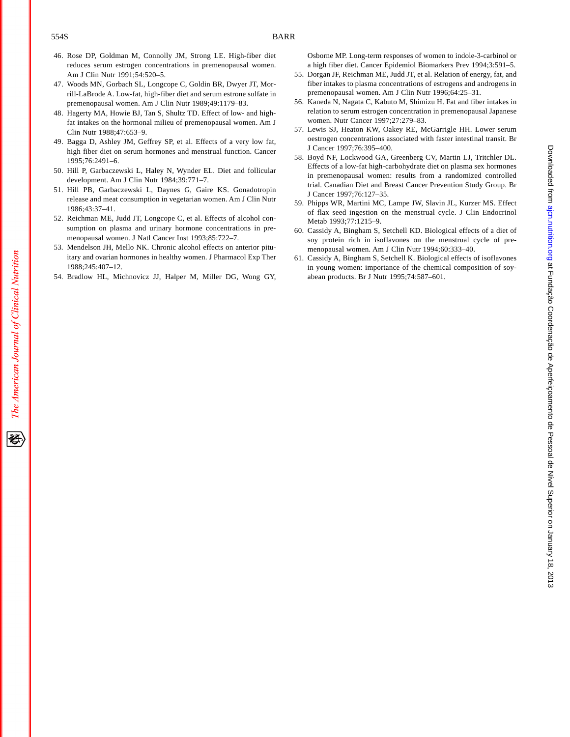46. Rose DP, Goldman M, Connolly JM, Strong LE. High-fiber diet reduces serum estrogen concentrations in premenopausal women. Am J Clin Nutr 1991;54:520–5.
47. Woods MN, Gorbach SL, Longcope C, Goldin BR, Dwyer JT, Morrill-LaBrode A. Low-fat, high-fiber diet and serum estrone sulfate in premenopausal women. Am J Clin Nutr 1989;49:1179–83.
48. Hagerty MA, Howie BJ, Tan S, Shultz TD. Effect of low- and high-fat intakes on the hormonal milieu of premenopausal women. Am J Clin Nutr 1988;47:653–9.
49. Bagga D, Ashley JM, Geffrey SP, et al. Effects of a very low fat, high fiber diet on serum hormones and menstrual function. Cancer 1995;76:2491–6.
50. Hill P, Garbaczewski L, Haley N, Wynder EL. Diet and follicular development. Am J Clin Nutr 1984;39:771–7.
51. Hill PB, Garbaczewski L, Daynes G, Gaire KS. Gonadotropin release and meat consumption in vegetarian women. Am J Clin Nutr 1986;43:37–41.
52. Reichman ME, Judd JT, Longcope C, et al. Effects of alcohol consumption on plasma and urinary hormone concentrations in premenopausal women. J Natl Cancer Inst 1993;85:722–7.
53. Mendelson JH, Mello NK. Chronic alcohol effects on anterior pituitary and ovarian hormones in healthy women. J Pharmacol Exp Ther 1988;245:407–12.
54. Bradlow HL, Michnovicz JJ, Halper M, Miller DG, Wong GY, Osborne MP. Long-term responses of women to indole-3-carbinol or a high fiber diet. Cancer Epidemiol Biomarkers Prev 1994;3:591–5.
55. Dorgan JF, Reichman ME, Judd JT, et al. Relation of energy, fat, and fiber intakes to plasma concentrations of estrogens and androgens in premenopausal women. Am J Clin Nutr 1996;64:25–31.
56. Kaneda N, Nagata C, Kabuto M, Shimizu H. Fat and fiber intakes in relation to serum estrogen concentration in premenopausal Japanese women. Nutr Cancer 1997;27:279–83.
57. Lewis SJ, Heaton KW, Oakey RE, McGarrigle HH. Lower serum oestrogen concentrations associated with faster intestinal transit. Br J Cancer 1997;76:395–400.
58. Boyd NF, Lockwood GA, Greenberg CV, Martin LJ, Tritchler DL. Effects of a low-fat high-carbohydrate diet on plasma sex hormones in premenopausal women: results from a randomized controlled trial. Canadian Diet and Breast Cancer Prevention Study Group. Br J Cancer 1997;76:127–35.
59. Phipps WR, Martini MC, Lampe JW, Slavin JL, Kurzer MS. Effect of flax seed ingestion on the menstrual cycle. J Clin Endocrinol Metab 1993;77:1215–9.
60. Cassidy A, Bingham S, Setchell KD. Biological effects of a diet of soy protein rich in isoflavones on the menstrual cycle of premenopausal women. Am J Clin Nutr 1994;60:333–40.
61. Cassidy A, Bingham S, Setchell K. Biological effects of isoflavones in young women: importance of the chemical composition of soyabean products. Br J Nutr 1995;74:587–601.